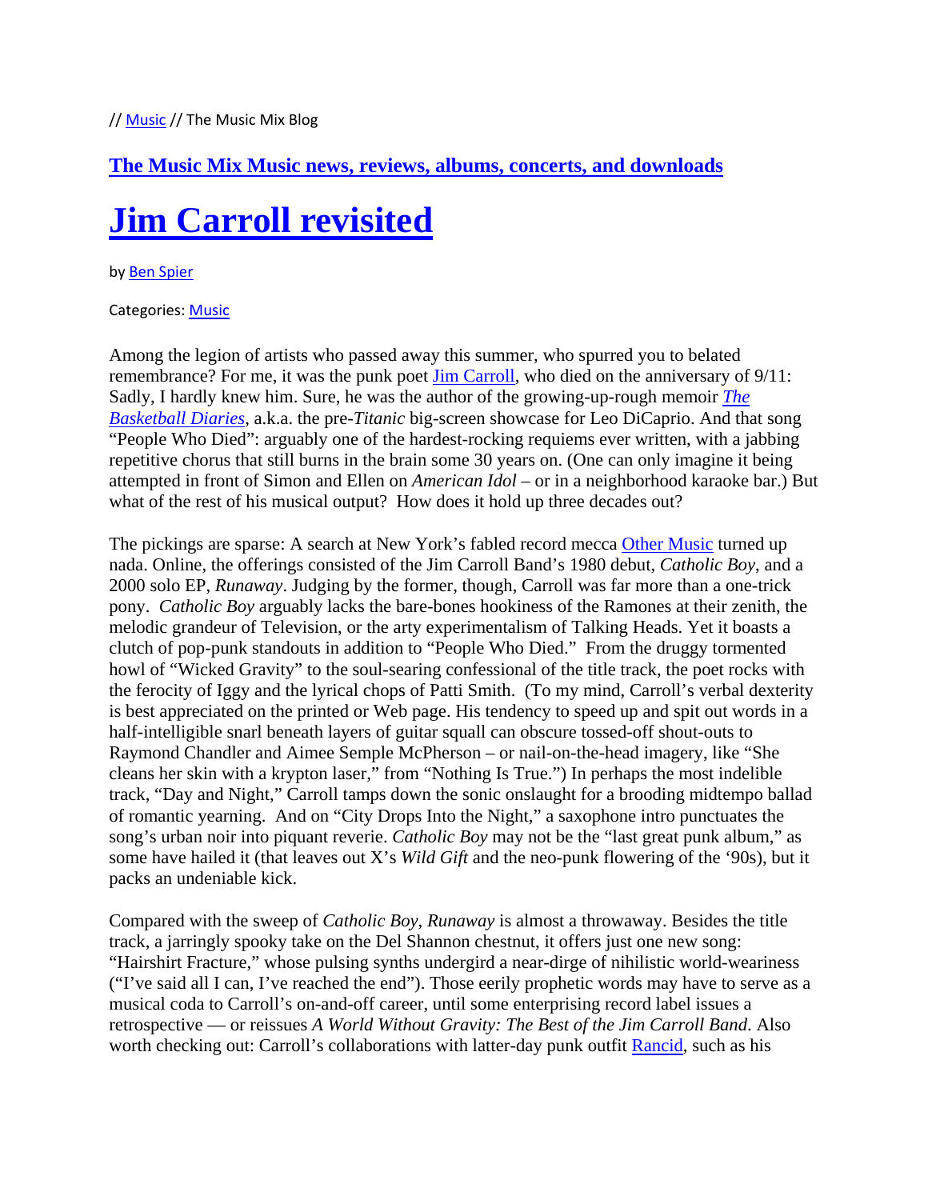// Music // The Music Mix Blog

**The Music Mix Music news, reviews, albums, concerts, and downloads**

# Jim Carroll revisited

by Ben Spier

Categories: Music

Among the legion of artists who passed away this summer, who spurred you to belated remembrance? For me, it was the punk poet Jim Carroll, who died on the anniversary of 9/11: Sadly, I hardly knew him. Sure, he was the author of the growing-up-rough memoir *The Basketball Diaries*, a.k.a. the pre-*Titanic* big-screen showcase for Leo DiCaprio. And that song "People Who Died": arguably one of the hardest-rocking requiems ever written, with a jabbing repetitive chorus that still burns in the brain some 30 years on. (One can only imagine it being attempted in front of Simon and Ellen on *American Idol* – or in a neighborhood karaoke bar.) But what of the rest of his musical output? How does it hold up three decades out?

The pickings are sparse: A search at New York's fabled record mecca Other Music turned up nada. Online, the offerings consisted of the Jim Carroll Band's 1980 debut, *Catholic Boy*, and a 2000 solo EP, *Runaway*. Judging by the former, though, Carroll was far more than a one-trick pony. *Catholic Boy* arguably lacks the bare-bones hookiness of the Ramones at their zenith, the melodic grandeur of Television, or the arty experimentalism of Talking Heads. Yet it boasts a clutch of pop-punk standouts in addition to "People Who Died." From the druggy tormented howl of "Wicked Gravity" to the soul-searing confessional of the title track, the poet rocks with the ferocity of Iggy and the lyrical chops of Patti Smith. (To my mind, Carroll's verbal dexterity is best appreciated on the printed or Web page. His tendency to speed up and spit out words in a half-intelligible snarl beneath layers of guitar squall can obscure tossed-off shout-outs to Raymond Chandler and Aimee Semple McPherson – or nail-on-the-head imagery, like "She cleans her skin with a krypton laser," from "Nothing Is True.") In perhaps the most indelible track, "Day and Night," Carroll tamps down the sonic onslaught for a brooding midtempo ballad of romantic yearning. And on "City Drops Into the Night," a saxophone intro punctuates the song's urban noir into piquant reverie. *Catholic Boy* may not be the "last great punk album," as some have hailed it (that leaves out X's *Wild Gift* and the neo-punk flowering of the '90s), but it packs an undeniable kick.

Compared with the sweep of *Catholic Boy*, *Runaway* is almost a throwaway. Besides the title track, a jarringly spooky take on the Del Shannon chestnut, it offers just one new song: "Hairshirt Fracture," whose pulsing synths undergird a near-dirge of nihilistic world-weariness ("I've said all I can, I've reached the end"). Those eerily prophetic words may have to serve as a musical coda to Carroll's on-and-off career, until some enterprising record label issues a retrospective — or reissues *A World Without Gravity: The Best of the Jim Carroll Band*. Also worth checking out: Carroll's collaborations with latter-day punk outfit Rancid, such as his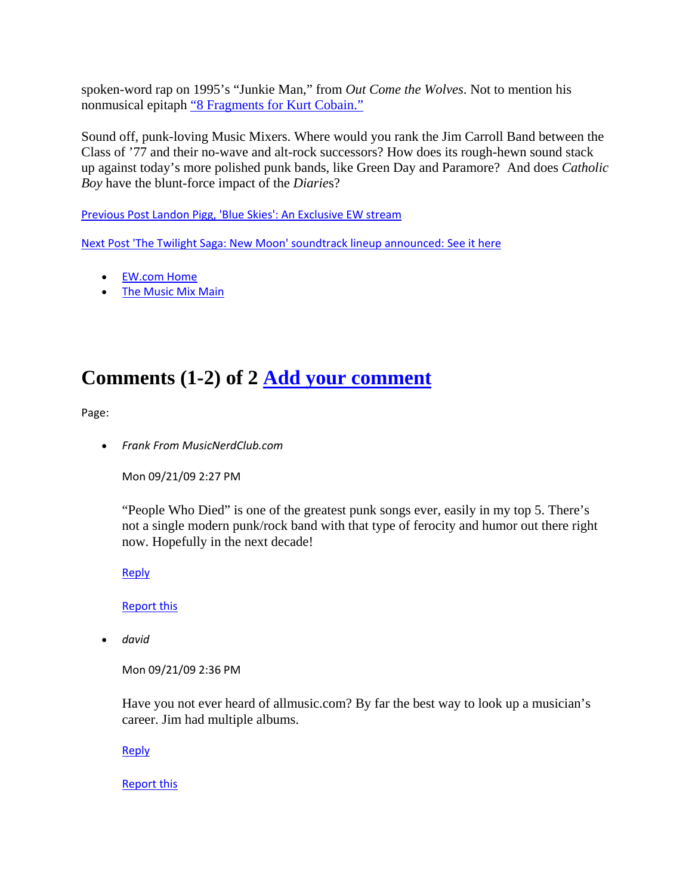spoken-word rap on 1995's "Junkie Man," from *Out Come the Wolves*. Not to mention his nonmusical epitaph ["8 Fragments for Kurt Cobain."]()

Sound off, punk-loving Music Mixers. Where would you rank the Jim Carroll Band between the Class of '77 and their no-wave and alt-rock successors? How does its rough-hewn sound stack up against today's more polished punk bands, like Green Day and Paramore? And does *Catholic Boy* have the blunt-force impact of the *Diaries*?

[Previous Post Landon Pigg, 'Blue Skies': An Exclusive EW stream]()

[Next Post 'The Twilight Saga: New Moon' soundtrack lineup announced: See it here]()

- [EW.com Home]()
- [The Music Mix Main]()

## Comments (1-2) of 2 [Add your comment]()

Page:

- *Frank From MusicNerdClub.com*

  Mon 09/21/09 2:27 PM

  "People Who Died" is one of the greatest punk songs ever, easily in my top 5. There's not a single modern punk/rock band with that type of ferocity and humor out there right now. Hopefully in the next decade!

  [Reply]()

  [Report this]()

- *david*

  Mon 09/21/09 2:36 PM

  Have you not ever heard of allmusic.com? By far the best way to look up a musician's career. Jim had multiple albums.

  [Reply]()

  [Report this]()